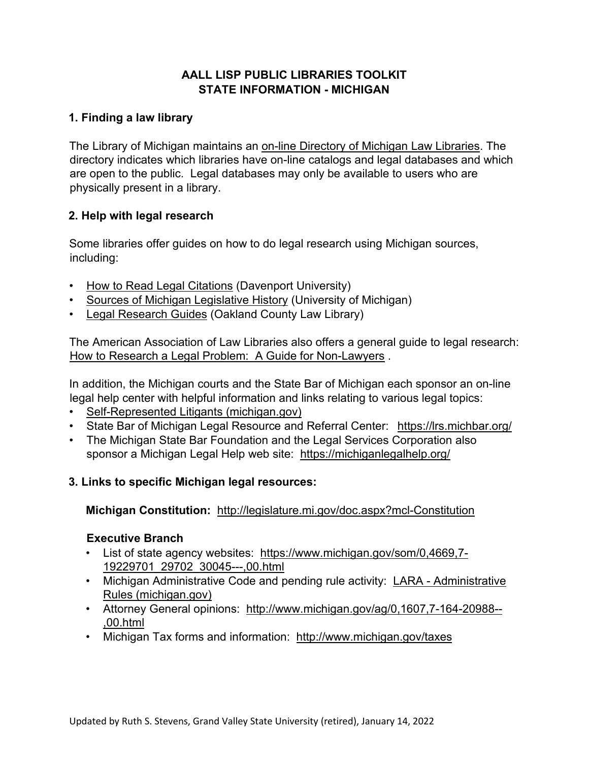# AALL LISP PUBLIC LIBRARIES TOOLKIT
## STATE INFORMATION - MICHIGAN

### 1. Finding a law library

The Library of Michigan maintains an on-line Directory of Michigan Law Libraries. The directory indicates which libraries have on-line catalogs and legal databases and which are open to the public. Legal databases may only be available to users who are physically present in a library.

### 2. Help with legal research

Some libraries offer guides on how to do legal research using Michigan sources, including:

- How to Read Legal Citations (Davenport University)
- Sources of Michigan Legislative History (University of Michigan)
- Legal Research Guides (Oakland County Law Library)

The American Association of Law Libraries also offers a general guide to legal research: How to Research a Legal Problem: A Guide for Non-Lawyers .

In addition, the Michigan courts and the State Bar of Michigan each sponsor an on-line legal help center with helpful information and links relating to various legal topics:

- Self-Represented Litigants (michigan.gov)
- State Bar of Michigan Legal Resource and Referral Center: https://lrs.michbar.org/
- The Michigan State Bar Foundation and the Legal Services Corporation also sponsor a Michigan Legal Help web site: https://michiganlegalhelp.org/

### 3. Links to specific Michigan legal resources:

**Michigan Constitution:** http://legislature.mi.gov/doc.aspx?mcl-Constitution

**Executive Branch**

- List of state agency websites: https://www.michigan.gov/som/0,4669,7-19229701_29702_30045---,00.html
- Michigan Administrative Code and pending rule activity: LARA - Administrative Rules (michigan.gov)
- Attorney General opinions: http://www.michigan.gov/ag/0,1607,7-164-20988--,00.html
- Michigan Tax forms and information: http://www.michigan.gov/taxes

Updated by Ruth S. Stevens, Grand Valley State University (retired), January 14, 2022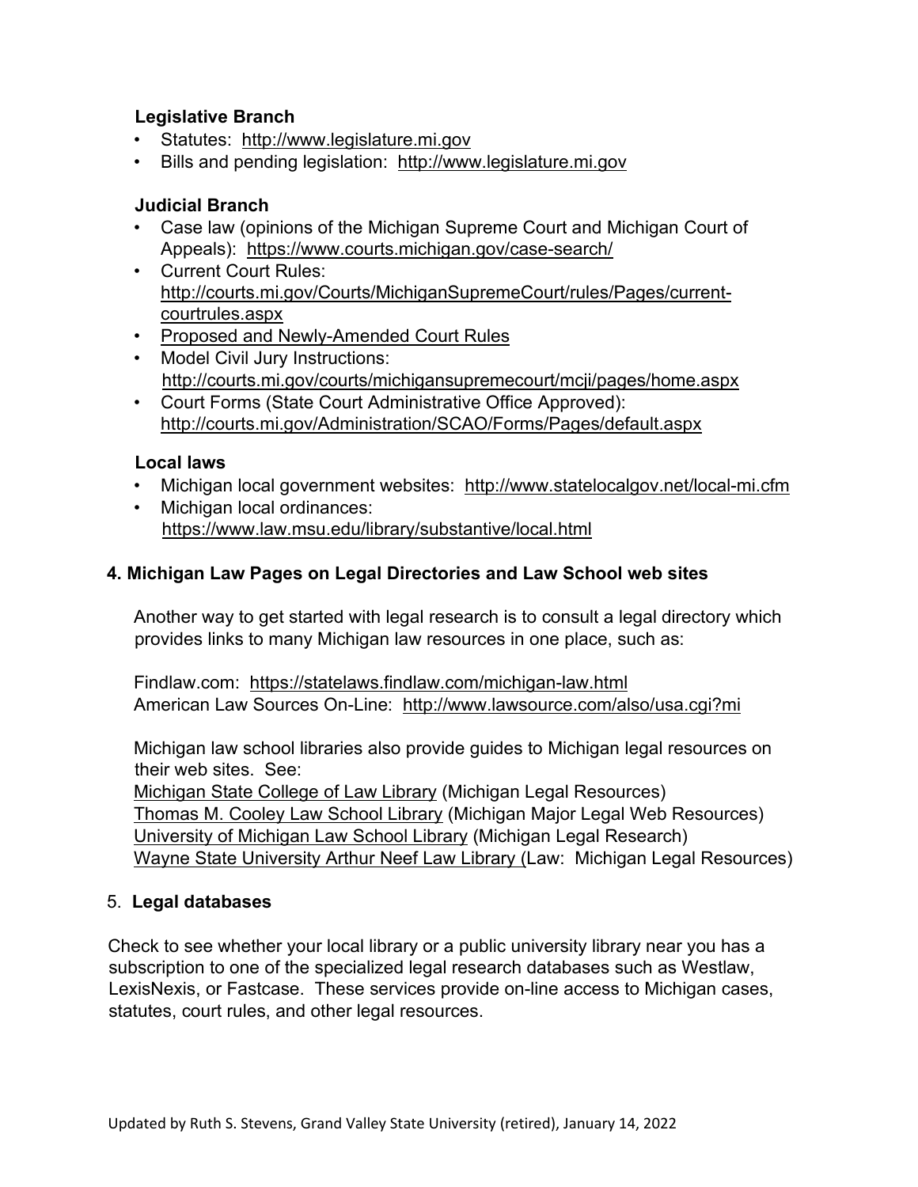### Legislative Branch

- Statutes: http://www.legislature.mi.gov
- Bills and pending legislation: http://www.legislature.mi.gov

### Judicial Branch

- Case law (opinions of the Michigan Supreme Court and Michigan Court of Appeals): https://www.courts.michigan.gov/case-search/
- Current Court Rules: http://courts.mi.gov/Courts/MichiganSupremeCourt/rules/Pages/current-courtrules.aspx
- Proposed and Newly-Amended Court Rules
- Model Civil Jury Instructions: http://courts.mi.gov/courts/michigansupremecourt/mcji/pages/home.aspx
- Court Forms (State Court Administrative Office Approved): http://courts.mi.gov/Administration/SCAO/Forms/Pages/default.aspx

### Local laws

- Michigan local government websites: http://www.statelocalgov.net/local-mi.cfm
- Michigan local ordinances: https://www.law.msu.edu/library/substantive/local.html

## 4. Michigan Law Pages on Legal Directories and Law School web sites

Another way to get started with legal research is to consult a legal directory which provides links to many Michigan law resources in one place, such as:

Findlaw.com: https://statelaws.findlaw.com/michigan-law.html
American Law Sources On-Line: http://www.lawsource.com/also/usa.cgi?mi

Michigan law school libraries also provide guides to Michigan legal resources on their web sites. See:
Michigan State College of Law Library (Michigan Legal Resources)
Thomas M. Cooley Law School Library (Michigan Major Legal Web Resources)
University of Michigan Law School Library (Michigan Legal Research)
Wayne State University Arthur Neef Law Library (Law: Michigan Legal Resources)

## 5. Legal databases

Check to see whether your local library or a public university library near you has a subscription to one of the specialized legal research databases such as Westlaw, LexisNexis, or Fastcase. These services provide on-line access to Michigan cases, statutes, court rules, and other legal resources.

Updated by Ruth S. Stevens, Grand Valley State University (retired), January 14, 2022